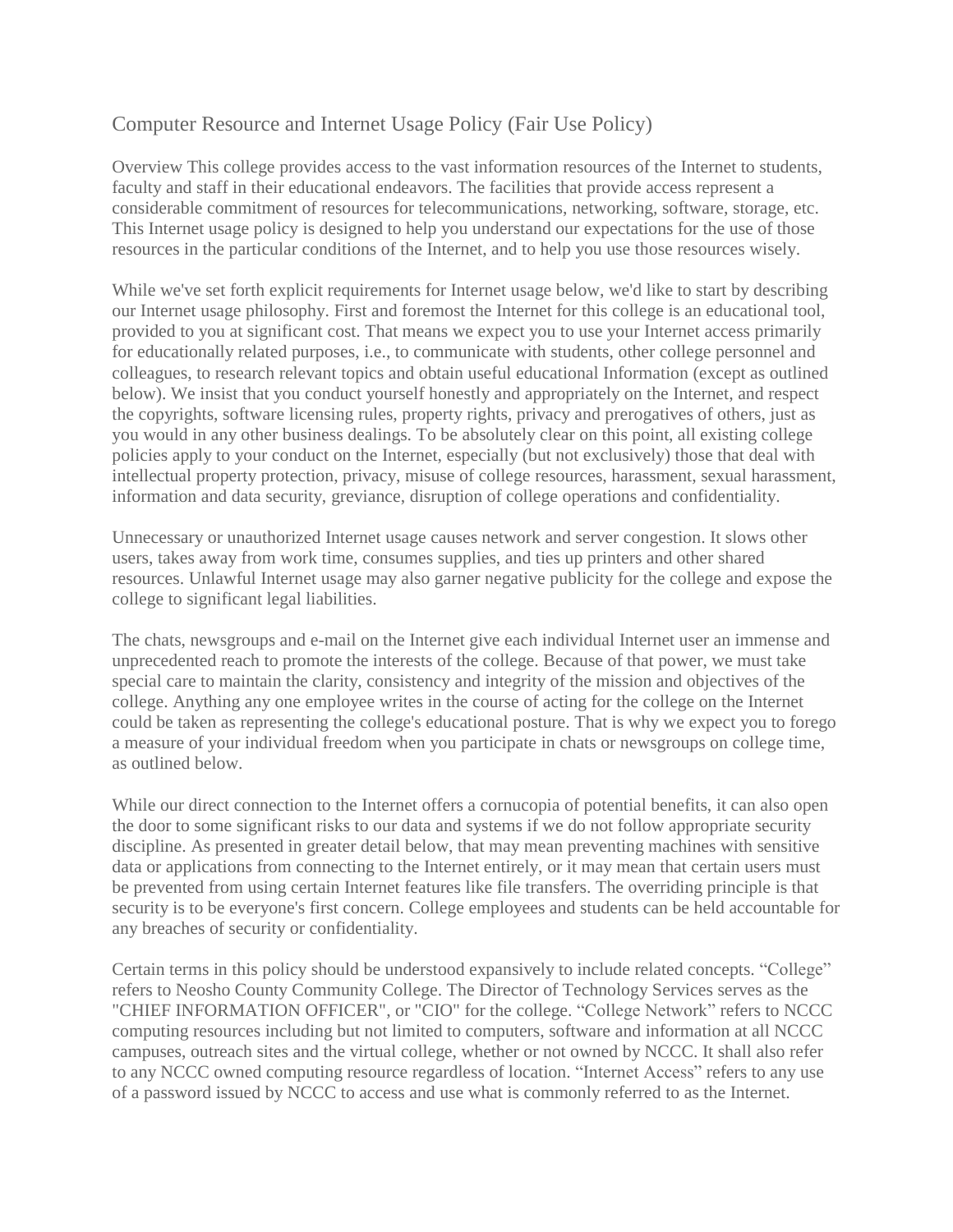# Computer Resource and Internet Usage Policy (Fair Use Policy)

Overview This college provides access to the vast information resources of the Internet to students, faculty and staff in their educational endeavors. The facilities that provide access represent a considerable commitment of resources for telecommunications, networking, software, storage, etc. This Internet usage policy is designed to help you understand our expectations for the use of those resources in the particular conditions of the Internet, and to help you use those resources wisely.

While we've set forth explicit requirements for Internet usage below, we'd like to start by describing our Internet usage philosophy. First and foremost the Internet for this college is an educational tool, provided to you at significant cost. That means we expect you to use your Internet access primarily for educationally related purposes, i.e., to communicate with students, other college personnel and colleagues, to research relevant topics and obtain useful educational Information (except as outlined below). We insist that you conduct yourself honestly and appropriately on the Internet, and respect the copyrights, software licensing rules, property rights, privacy and prerogatives of others, just as you would in any other business dealings. To be absolutely clear on this point, all existing college policies apply to your conduct on the Internet, especially (but not exclusively) those that deal with intellectual property protection, privacy, misuse of college resources, harassment, sexual harassment, information and data security, greviance, disruption of college operations and confidentiality.

Unnecessary or unauthorized Internet usage causes network and server congestion. It slows other users, takes away from work time, consumes supplies, and ties up printers and other shared resources. Unlawful Internet usage may also garner negative publicity for the college and expose the college to significant legal liabilities.

The chats, newsgroups and e-mail on the Internet give each individual Internet user an immense and unprecedented reach to promote the interests of the college. Because of that power, we must take special care to maintain the clarity, consistency and integrity of the mission and objectives of the college. Anything any one employee writes in the course of acting for the college on the Internet could be taken as representing the college's educational posture. That is why we expect you to forego a measure of your individual freedom when you participate in chats or newsgroups on college time, as outlined below.

While our direct connection to the Internet offers a cornucopia of potential benefits, it can also open the door to some significant risks to our data and systems if we do not follow appropriate security discipline. As presented in greater detail below, that may mean preventing machines with sensitive data or applications from connecting to the Internet entirely, or it may mean that certain users must be prevented from using certain Internet features like file transfers. The overriding principle is that security is to be everyone's first concern. College employees and students can be held accountable for any breaches of security or confidentiality.

Certain terms in this policy should be understood expansively to include related concepts. “College” refers to Neosho County Community College. The Director of Technology Services serves as the "CHIEF INFORMATION OFFICER", or "CIO" for the college. “College Network” refers to NCCC computing resources including but not limited to computers, software and information at all NCCC campuses, outreach sites and the virtual college, whether or not owned by NCCC. It shall also refer to any NCCC owned computing resource regardless of location. “Internet Access” refers to any use of a password issued by NCCC to access and use what is commonly referred to as the Internet.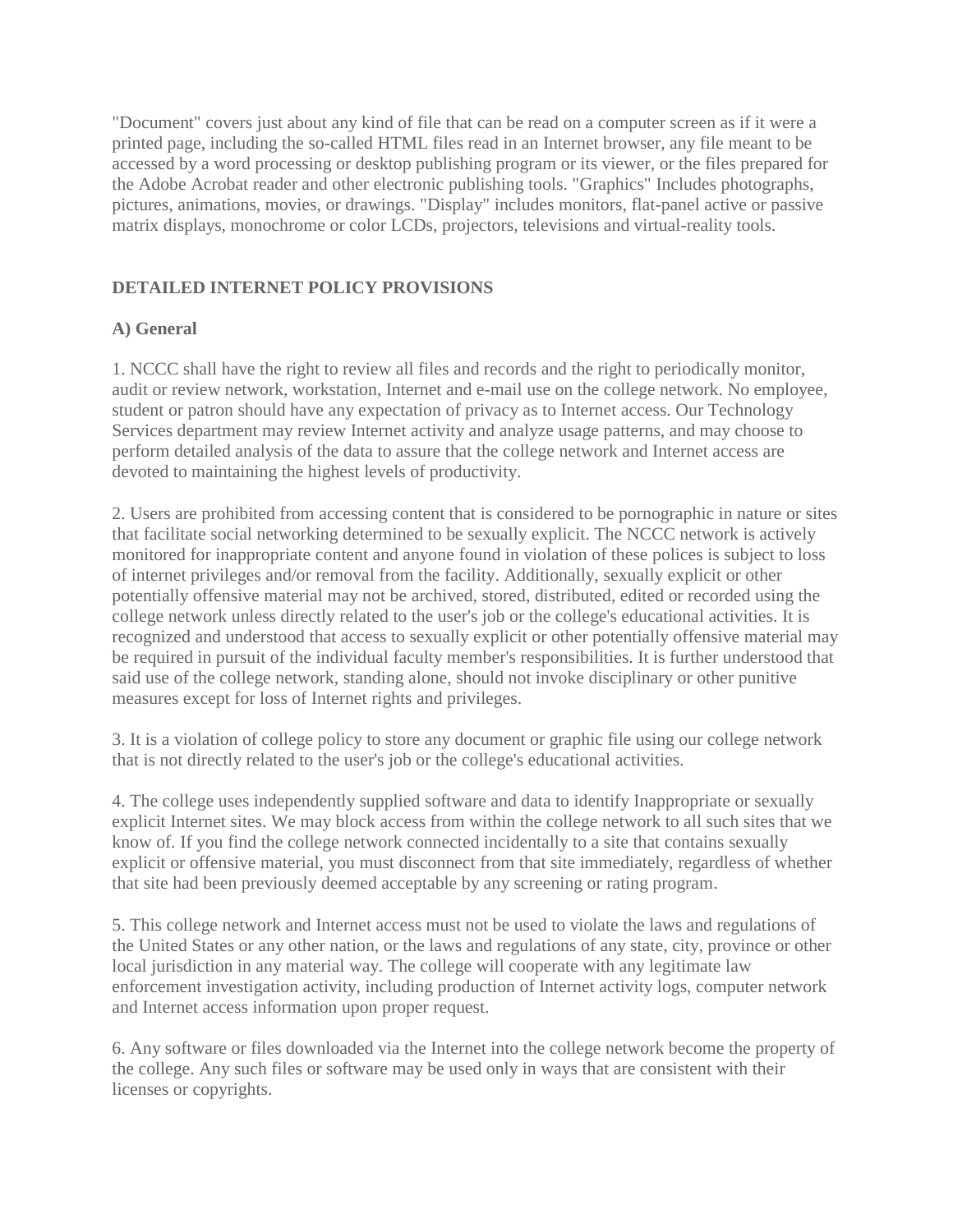"Document" covers just about any kind of file that can be read on a computer screen as if it were a printed page, including the so-called HTML files read in an Internet browser, any file meant to be accessed by a word processing or desktop publishing program or its viewer, or the files prepared for the Adobe Acrobat reader and other electronic publishing tools. "Graphics" Includes photographs, pictures, animations, movies, or drawings. "Display" includes monitors, flat-panel active or passive matrix displays, monochrome or color LCDs, projectors, televisions and virtual-reality tools.

## DETAILED INTERNET POLICY PROVISIONS

### A) General

1. NCCC shall have the right to review all files and records and the right to periodically monitor, audit or review network, workstation, Internet and e-mail use on the college network. No employee, student or patron should have any expectation of privacy as to Internet access. Our Technology Services department may review Internet activity and analyze usage patterns, and may choose to perform detailed analysis of the data to assure that the college network and Internet access are devoted to maintaining the highest levels of productivity.

2. Users are prohibited from accessing content that is considered to be pornographic in nature or sites that facilitate social networking determined to be sexually explicit. The NCCC network is actively monitored for inappropriate content and anyone found in violation of these polices is subject to loss of internet privileges and/or removal from the facility. Additionally, sexually explicit or other potentially offensive material may not be archived, stored, distributed, edited or recorded using the college network unless directly related to the user's job or the college's educational activities. It is recognized and understood that access to sexually explicit or other potentially offensive material may be required in pursuit of the individual faculty member's responsibilities. It is further understood that said use of the college network, standing alone, should not invoke disciplinary or other punitive measures except for loss of Internet rights and privileges.

3. It is a violation of college policy to store any document or graphic file using our college network that is not directly related to the user's job or the college's educational activities.

4. The college uses independently supplied software and data to identify Inappropriate or sexually explicit Internet sites. We may block access from within the college network to all such sites that we know of. If you find the college network connected incidentally to a site that contains sexually explicit or offensive material, you must disconnect from that site immediately, regardless of whether that site had been previously deemed acceptable by any screening or rating program.

5. This college network and Internet access must not be used to violate the laws and regulations of the United States or any other nation, or the laws and regulations of any state, city, province or other local jurisdiction in any material way. The college will cooperate with any legitimate law enforcement investigation activity, including production of Internet activity logs, computer network and Internet access information upon proper request.

6. Any software or files downloaded via the Internet into the college network become the property of the college. Any such files or software may be used only in ways that are consistent with their licenses or copyrights.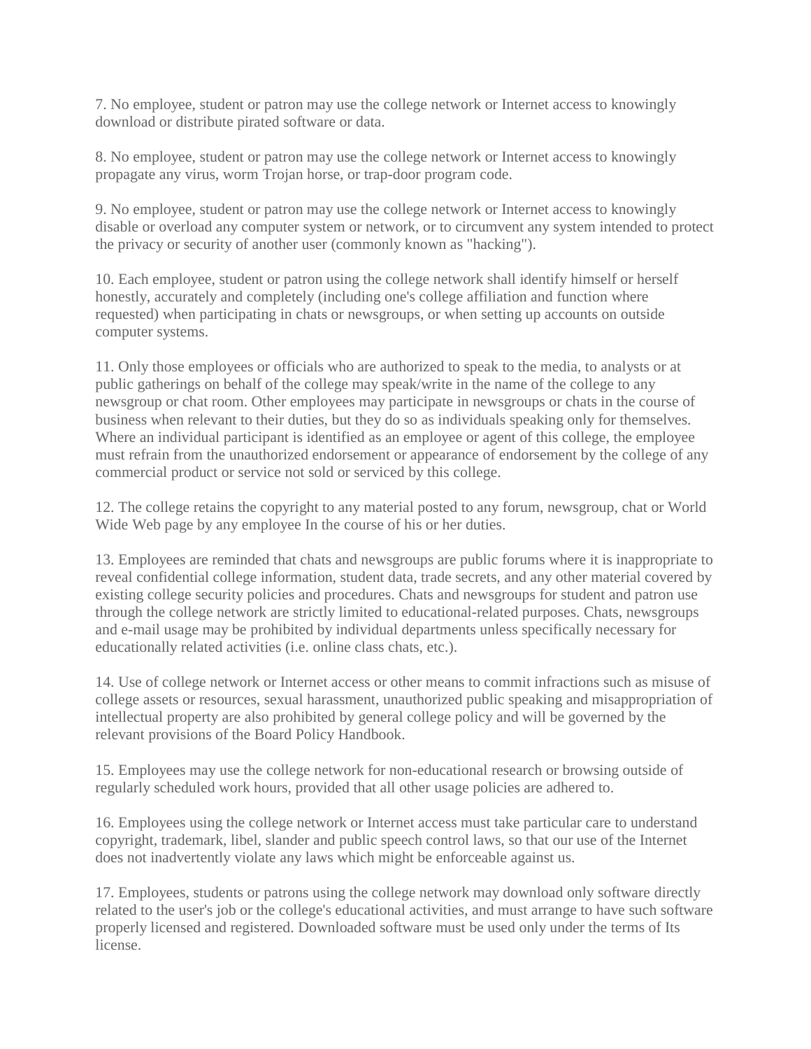7. No employee, student or patron may use the college network or Internet access to knowingly download or distribute pirated software or data.

8. No employee, student or patron may use the college network or Internet access to knowingly propagate any virus, worm Trojan horse, or trap-door program code.

9. No employee, student or patron may use the college network or Internet access to knowingly disable or overload any computer system or network, or to circumvent any system intended to protect the privacy or security of another user (commonly known as "hacking").

10. Each employee, student or patron using the college network shall identify himself or herself honestly, accurately and completely (including one's college affiliation and function where requested) when participating in chats or newsgroups, or when setting up accounts on outside computer systems.

11. Only those employees or officials who are authorized to speak to the media, to analysts or at public gatherings on behalf of the college may speak/write in the name of the college to any newsgroup or chat room. Other employees may participate in newsgroups or chats in the course of business when relevant to their duties, but they do so as individuals speaking only for themselves. Where an individual participant is identified as an employee or agent of this college, the employee must refrain from the unauthorized endorsement or appearance of endorsement by the college of any commercial product or service not sold or serviced by this college.

12. The college retains the copyright to any material posted to any forum, newsgroup, chat or World Wide Web page by any employee In the course of his or her duties.

13. Employees are reminded that chats and newsgroups are public forums where it is inappropriate to reveal confidential college information, student data, trade secrets, and any other material covered by existing college security policies and procedures. Chats and newsgroups for student and patron use through the college network are strictly limited to educational-related purposes. Chats, newsgroups and e-mail usage may be prohibited by individual departments unless specifically necessary for educationally related activities (i.e. online class chats, etc.).

14. Use of college network or Internet access or other means to commit infractions such as misuse of college assets or resources, sexual harassment, unauthorized public speaking and misappropriation of intellectual property are also prohibited by general college policy and will be governed by the relevant provisions of the Board Policy Handbook.

15. Employees may use the college network for non-educational research or browsing outside of regularly scheduled work hours, provided that all other usage policies are adhered to.

16. Employees using the college network or Internet access must take particular care to understand copyright, trademark, libel, slander and public speech control laws, so that our use of the Internet does not inadvertently violate any laws which might be enforceable against us.

17. Employees, students or patrons using the college network may download only software directly related to the user's job or the college's educational activities, and must arrange to have such software properly licensed and registered. Downloaded software must be used only under the terms of Its license.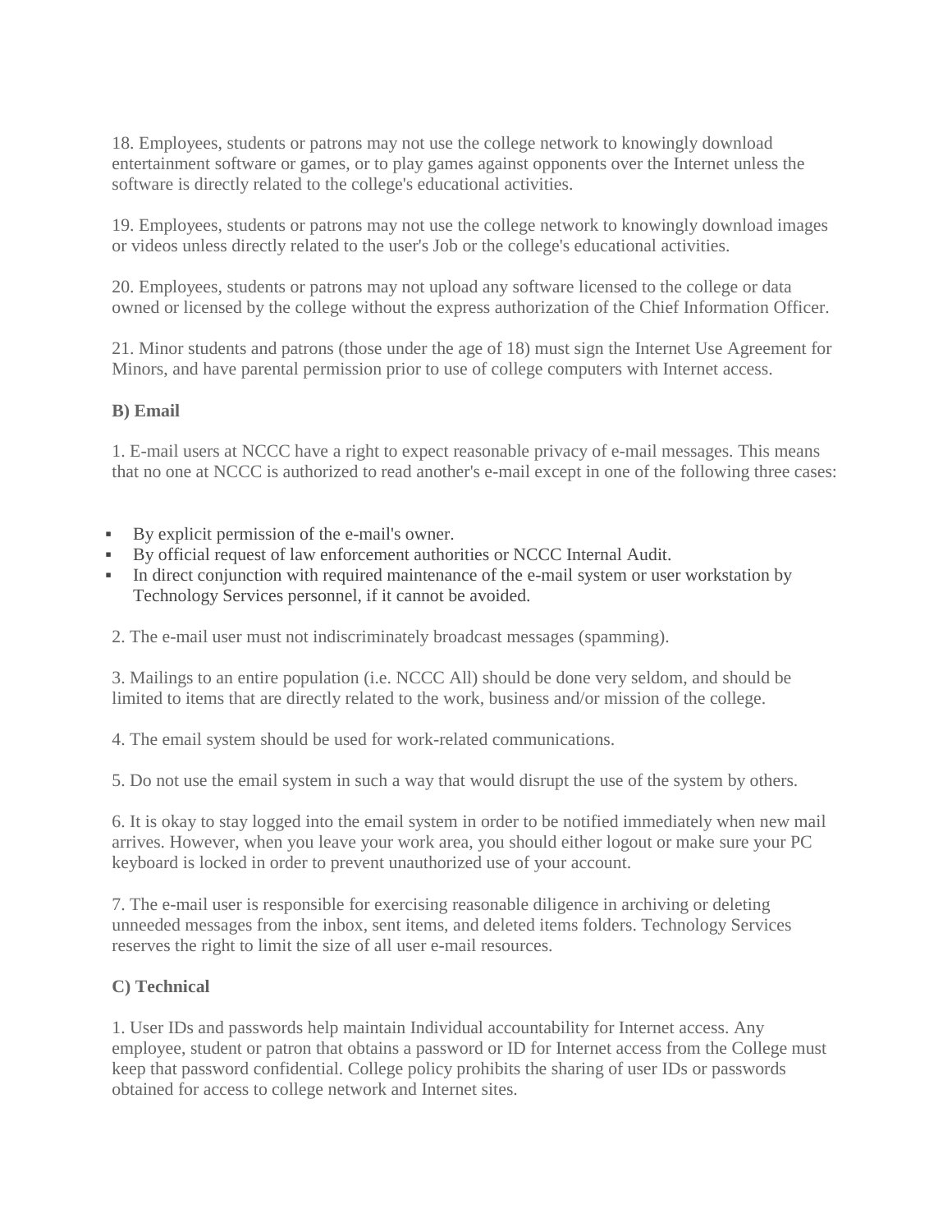18. Employees, students or patrons may not use the college network to knowingly download entertainment software or games, or to play games against opponents over the Internet unless the software is directly related to the college's educational activities.

19. Employees, students or patrons may not use the college network to knowingly download images or videos unless directly related to the user's Job or the college's educational activities.

20. Employees, students or patrons may not upload any software licensed to the college or data owned or licensed by the college without the express authorization of the Chief Information Officer.

21. Minor students and patrons (those under the age of 18) must sign the Internet Use Agreement for Minors, and have parental permission prior to use of college computers with Internet access.

**B) Email**

1. E-mail users at NCCC have a right to expect reasonable privacy of e-mail messages. This means that no one at NCCC is authorized to read another's e-mail except in one of the following three cases:

- By explicit permission of the e-mail's owner.
- By official request of law enforcement authorities or NCCC Internal Audit.
- In direct conjunction with required maintenance of the e-mail system or user workstation by Technology Services personnel, if it cannot be avoided.

2. The e-mail user must not indiscriminately broadcast messages (spamming).

3. Mailings to an entire population (i.e. NCCC All) should be done very seldom, and should be limited to items that are directly related to the work, business and/or mission of the college.

4. The email system should be used for work-related communications.

5. Do not use the email system in such a way that would disrupt the use of the system by others.

6. It is okay to stay logged into the email system in order to be notified immediately when new mail arrives. However, when you leave your work area, you should either logout or make sure your PC keyboard is locked in order to prevent unauthorized use of your account.

7. The e-mail user is responsible for exercising reasonable diligence in archiving or deleting unneeded messages from the inbox, sent items, and deleted items folders. Technology Services reserves the right to limit the size of all user e-mail resources.

**C) Technical**

1. User IDs and passwords help maintain Individual accountability for Internet access. Any employee, student or patron that obtains a password or ID for Internet access from the College must keep that password confidential. College policy prohibits the sharing of user IDs or passwords obtained for access to college network and Internet sites.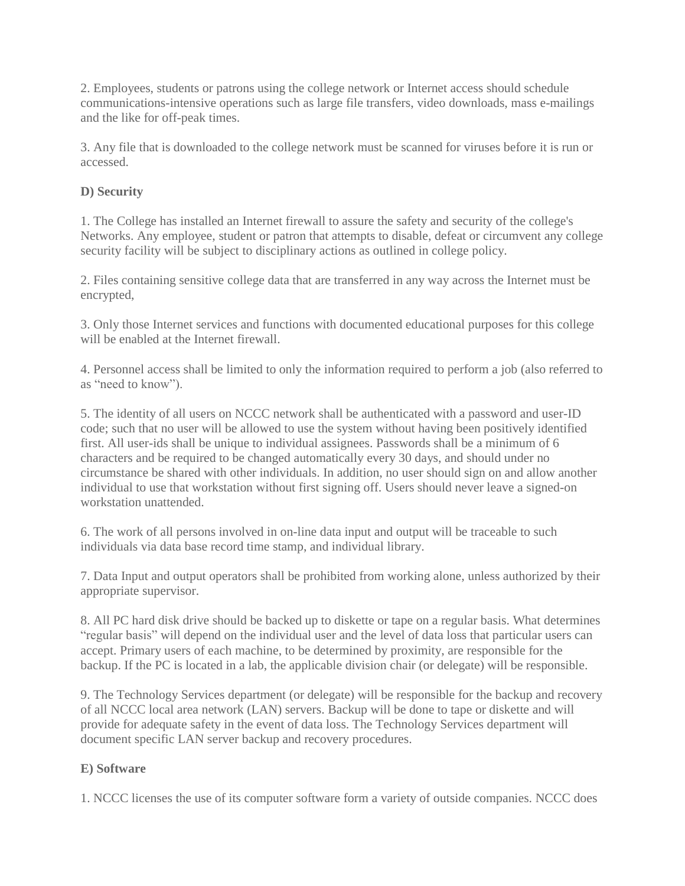2. Employees, students or patrons using the college network or Internet access should schedule communications-intensive operations such as large file transfers, video downloads, mass e-mailings and the like for off-peak times.

3. Any file that is downloaded to the college network must be scanned for viruses before it is run or accessed.

**D) Security**

1. The College has installed an Internet firewall to assure the safety and security of the college's Networks. Any employee, student or patron that attempts to disable, defeat or circumvent any college security facility will be subject to disciplinary actions as outlined in college policy.

2. Files containing sensitive college data that are transferred in any way across the Internet must be encrypted,

3. Only those Internet services and functions with documented educational purposes for this college will be enabled at the Internet firewall.

4. Personnel access shall be limited to only the information required to perform a job (also referred to as “need to know”).

5. The identity of all users on NCCC network shall be authenticated with a password and user-ID code; such that no user will be allowed to use the system without having been positively identified first. All user-ids shall be unique to individual assignees. Passwords shall be a minimum of 6 characters and be required to be changed automatically every 30 days, and should under no circumstance be shared with other individuals. In addition, no user should sign on and allow another individual to use that workstation without first signing off. Users should never leave a signed-on workstation unattended.

6. The work of all persons involved in on-line data input and output will be traceable to such individuals via data base record time stamp, and individual library.

7. Data Input and output operators shall be prohibited from working alone, unless authorized by their appropriate supervisor.

8. All PC hard disk drive should be backed up to diskette or tape on a regular basis. What determines “regular basis” will depend on the individual user and the level of data loss that particular users can accept. Primary users of each machine, to be determined by proximity, are responsible for the backup. If the PC is located in a lab, the applicable division chair (or delegate) will be responsible.

9. The Technology Services department (or delegate) will be responsible for the backup and recovery of all NCCC local area network (LAN) servers. Backup will be done to tape or diskette and will provide for adequate safety in the event of data loss. The Technology Services department will document specific LAN server backup and recovery procedures.

**E) Software**

1. NCCC licenses the use of its computer software form a variety of outside companies. NCCC does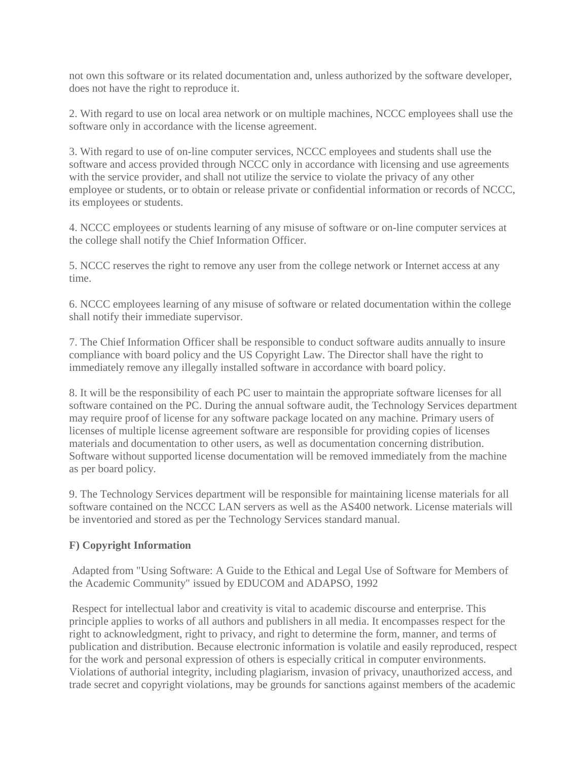not own this software or its related documentation and, unless authorized by the software developer, does not have the right to reproduce it.

2. With regard to use on local area network or on multiple machines, NCCC employees shall use the software only in accordance with the license agreement.

3. With regard to use of on-line computer services, NCCC employees and students shall use the software and access provided through NCCC only in accordance with licensing and use agreements with the service provider, and shall not utilize the service to violate the privacy of any other employee or students, or to obtain or release private or confidential information or records of NCCC, its employees or students.

4. NCCC employees or students learning of any misuse of software or on-line computer services at the college shall notify the Chief Information Officer.

5. NCCC reserves the right to remove any user from the college network or Internet access at any time.

6. NCCC employees learning of any misuse of software or related documentation within the college shall notify their immediate supervisor.

7. The Chief Information Officer shall be responsible to conduct software audits annually to insure compliance with board policy and the US Copyright Law. The Director shall have the right to immediately remove any illegally installed software in accordance with board policy.

8. It will be the responsibility of each PC user to maintain the appropriate software licenses for all software contained on the PC. During the annual software audit, the Technology Services department may require proof of license for any software package located on any machine. Primary users of licenses of multiple license agreement software are responsible for providing copies of licenses materials and documentation to other users, as well as documentation concerning distribution. Software without supported license documentation will be removed immediately from the machine as per board policy.

9. The Technology Services department will be responsible for maintaining license materials for all software contained on the NCCC LAN servers as well as the AS400 network. License materials will be inventoried and stored as per the Technology Services standard manual.

**F) Copyright Information**

Adapted from "Using Software: A Guide to the Ethical and Legal Use of Software for Members of the Academic Community" issued by EDUCOM and ADAPSO, 1992

Respect for intellectual labor and creativity is vital to academic discourse and enterprise. This principle applies to works of all authors and publishers in all media. It encompasses respect for the right to acknowledgment, right to privacy, and right to determine the form, manner, and terms of publication and distribution. Because electronic information is volatile and easily reproduced, respect for the work and personal expression of others is especially critical in computer environments. Violations of authorial integrity, including plagiarism, invasion of privacy, unauthorized access, and trade secret and copyright violations, may be grounds for sanctions against members of the academic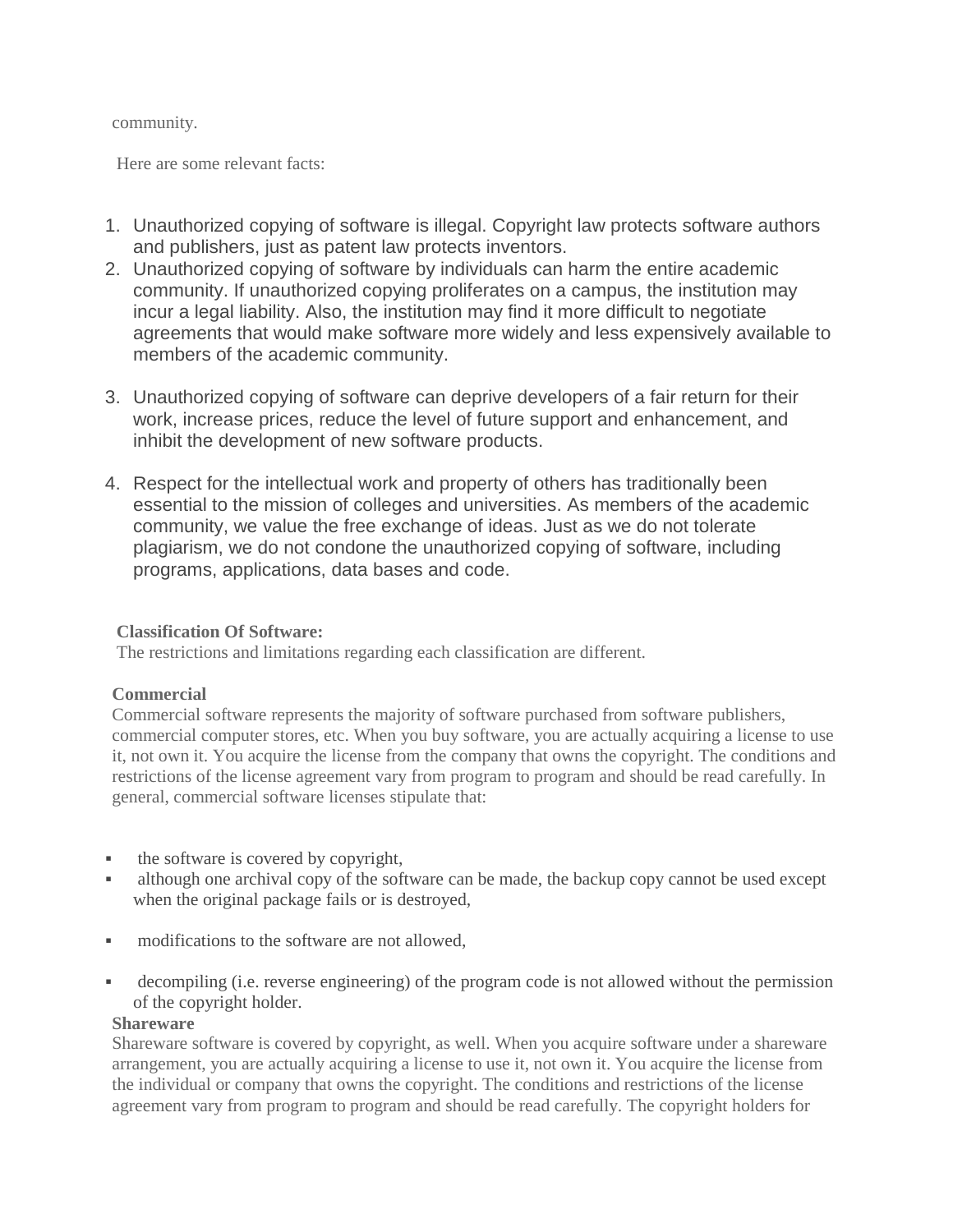community.

Here are some relevant facts:

1. Unauthorized copying of software is illegal. Copyright law protects software authors and publishers, just as patent law protects inventors.
2. Unauthorized copying of software by individuals can harm the entire academic community. If unauthorized copying proliferates on a campus, the institution may incur a legal liability. Also, the institution may find it more difficult to negotiate agreements that would make software more widely and less expensively available to members of the academic community.
3. Unauthorized copying of software can deprive developers of a fair return for their work, increase prices, reduce the level of future support and enhancement, and inhibit the development of new software products.
4. Respect for the intellectual work and property of others has traditionally been essential to the mission of colleges and universities. As members of the academic community, we value the free exchange of ideas. Just as we do not tolerate plagiarism, we do not condone the unauthorized copying of software, including programs, applications, data bases and code.

**Classification Of Software:**

The restrictions and limitations regarding each classification are different.

**Commercial**

Commercial software represents the majority of software purchased from software publishers, commercial computer stores, etc. When you buy software, you are actually acquiring a license to use it, not own it. You acquire the license from the company that owns the copyright. The conditions and restrictions of the license agreement vary from program to program and should be read carefully. In general, commercial software licenses stipulate that:

- the software is covered by copyright,
- although one archival copy of the software can be made, the backup copy cannot be used except when the original package fails or is destroyed,
- modifications to the software are not allowed,
- decompiling (i.e. reverse engineering) of the program code is not allowed without the permission of the copyright holder.

**Shareware**

Shareware software is covered by copyright, as well. When you acquire software under a shareware arrangement, you are actually acquiring a license to use it, not own it. You acquire the license from the individual or company that owns the copyright. The conditions and restrictions of the license agreement vary from program to program and should be read carefully. The copyright holders for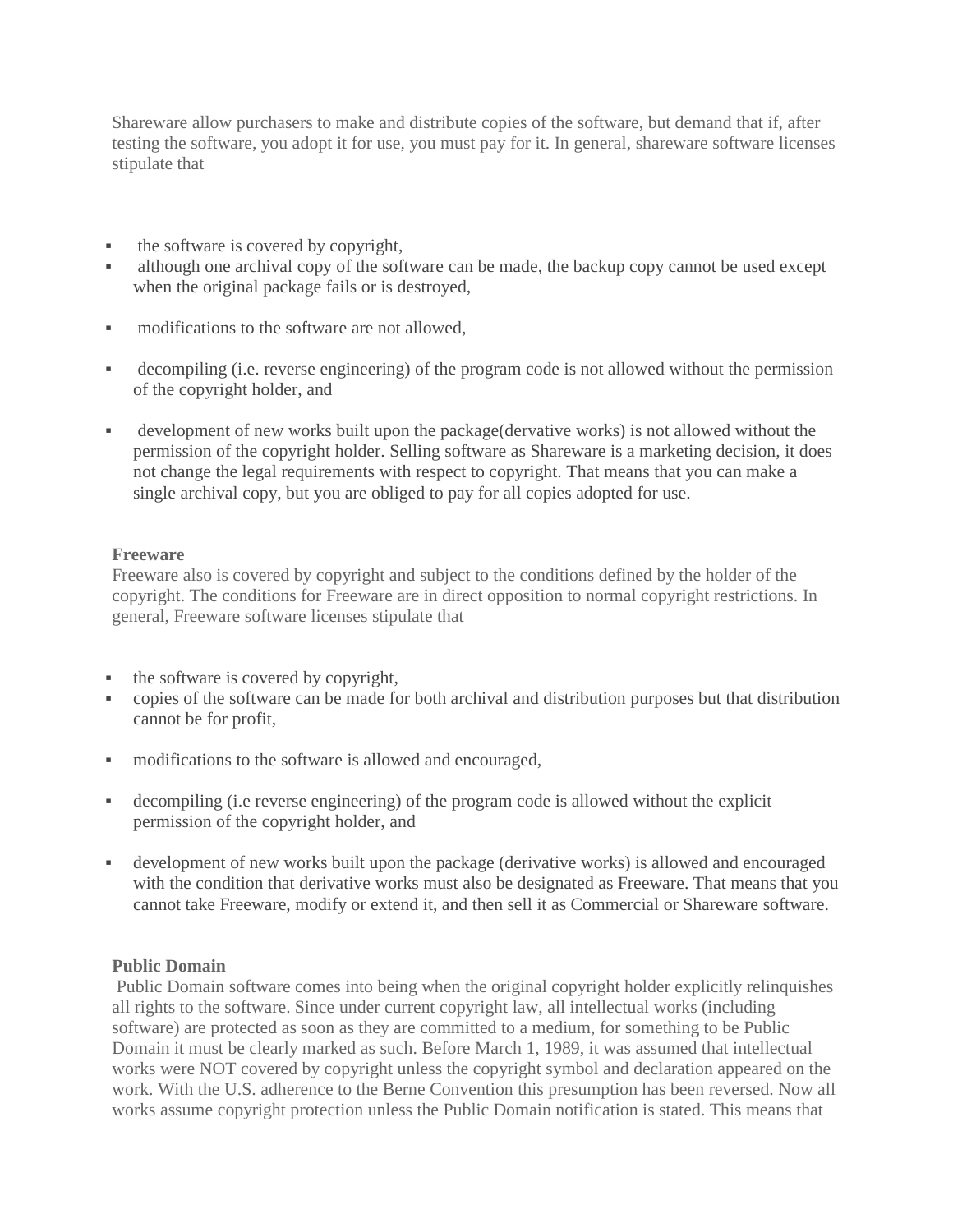Shareware allow purchasers to make and distribute copies of the software, but demand that if, after testing the software, you adopt it for use, you must pay for it. In general, shareware software licenses stipulate that

- the software is covered by copyright,
- although one archival copy of the software can be made, the backup copy cannot be used except when the original package fails or is destroyed,
- modifications to the software are not allowed,
- decompiling (i.e. reverse engineering) of the program code is not allowed without the permission of the copyright holder, and
- development of new works built upon the package(dervative works) is not allowed without the permission of the copyright holder. Selling software as Shareware is a marketing decision, it does not change the legal requirements with respect to copyright. That means that you can make a single archival copy, but you are obliged to pay for all copies adopted for use.

**Freeware**

Freeware also is covered by copyright and subject to the conditions defined by the holder of the copyright. The conditions for Freeware are in direct opposition to normal copyright restrictions. In general, Freeware software licenses stipulate that

- the software is covered by copyright,
- copies of the software can be made for both archival and distribution purposes but that distribution cannot be for profit,
- modifications to the software is allowed and encouraged,
- decompiling (i.e reverse engineering) of the program code is allowed without the explicit permission of the copyright holder, and
- development of new works built upon the package (derivative works) is allowed and encouraged with the condition that derivative works must also be designated as Freeware. That means that you cannot take Freeware, modify or extend it, and then sell it as Commercial or Shareware software.

**Public Domain**

Public Domain software comes into being when the original copyright holder explicitly relinquishes all rights to the software. Since under current copyright law, all intellectual works (including software) are protected as soon as they are committed to a medium, for something to be Public Domain it must be clearly marked as such. Before March 1, 1989, it was assumed that intellectual works were NOT covered by copyright unless the copyright symbol and declaration appeared on the work. With the U.S. adherence to the Berne Convention this presumption has been reversed. Now all works assume copyright protection unless the Public Domain notification is stated. This means that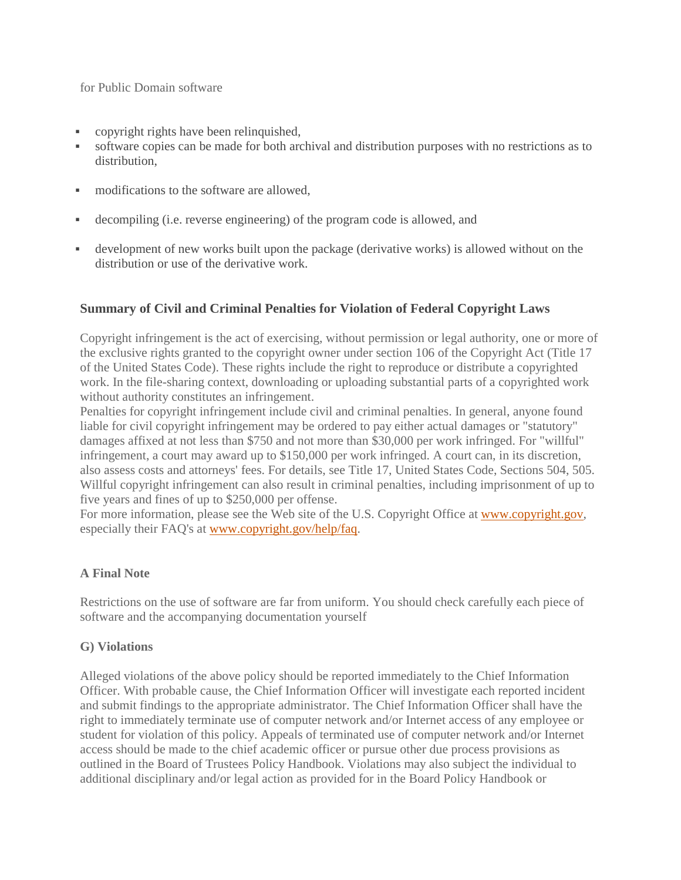for Public Domain software

- copyright rights have been relinquished,
- software copies can be made for both archival and distribution purposes with no restrictions as to distribution,
- modifications to the software are allowed,
- decompiling (i.e. reverse engineering) of the program code is allowed, and
- development of new works built upon the package (derivative works) is allowed without on the distribution or use of the derivative work.

### Summary of Civil and Criminal Penalties for Violation of Federal Copyright Laws

Copyright infringement is the act of exercising, without permission or legal authority, one or more of the exclusive rights granted to the copyright owner under section 106 of the Copyright Act (Title 17 of the United States Code). These rights include the right to reproduce or distribute a copyrighted work. In the file-sharing context, downloading or uploading substantial parts of a copyrighted work without authority constitutes an infringement.
Penalties for copyright infringement include civil and criminal penalties. In general, anyone found liable for civil copyright infringement may be ordered to pay either actual damages or "statutory" damages affixed at not less than $750 and not more than $30,000 per work infringed. For "willful" infringement, a court may award up to $150,000 per work infringed. A court can, in its discretion, also assess costs and attorneys' fees. For details, see Title 17, United States Code, Sections 504, 505. Willful copyright infringement can also result in criminal penalties, including imprisonment of up to five years and fines of up to $250,000 per offense.
For more information, please see the Web site of the U.S. Copyright Office at [www.copyright.gov](www.copyright.gov), especially their FAQ's at [www.copyright.gov/help/faq](www.copyright.gov/help/faq).

### A Final Note

Restrictions on the use of software are far from uniform. You should check carefully each piece of software and the accompanying documentation yourself

### G) Violations

Alleged violations of the above policy should be reported immediately to the Chief Information Officer. With probable cause, the Chief Information Officer will investigate each reported incident and submit findings to the appropriate administrator. The Chief Information Officer shall have the right to immediately terminate use of computer network and/or Internet access of any employee or student for violation of this policy. Appeals of terminated use of computer network and/or Internet access should be made to the chief academic officer or pursue other due process provisions as outlined in the Board of Trustees Policy Handbook. Violations may also subject the individual to additional disciplinary and/or legal action as provided for in the Board Policy Handbook or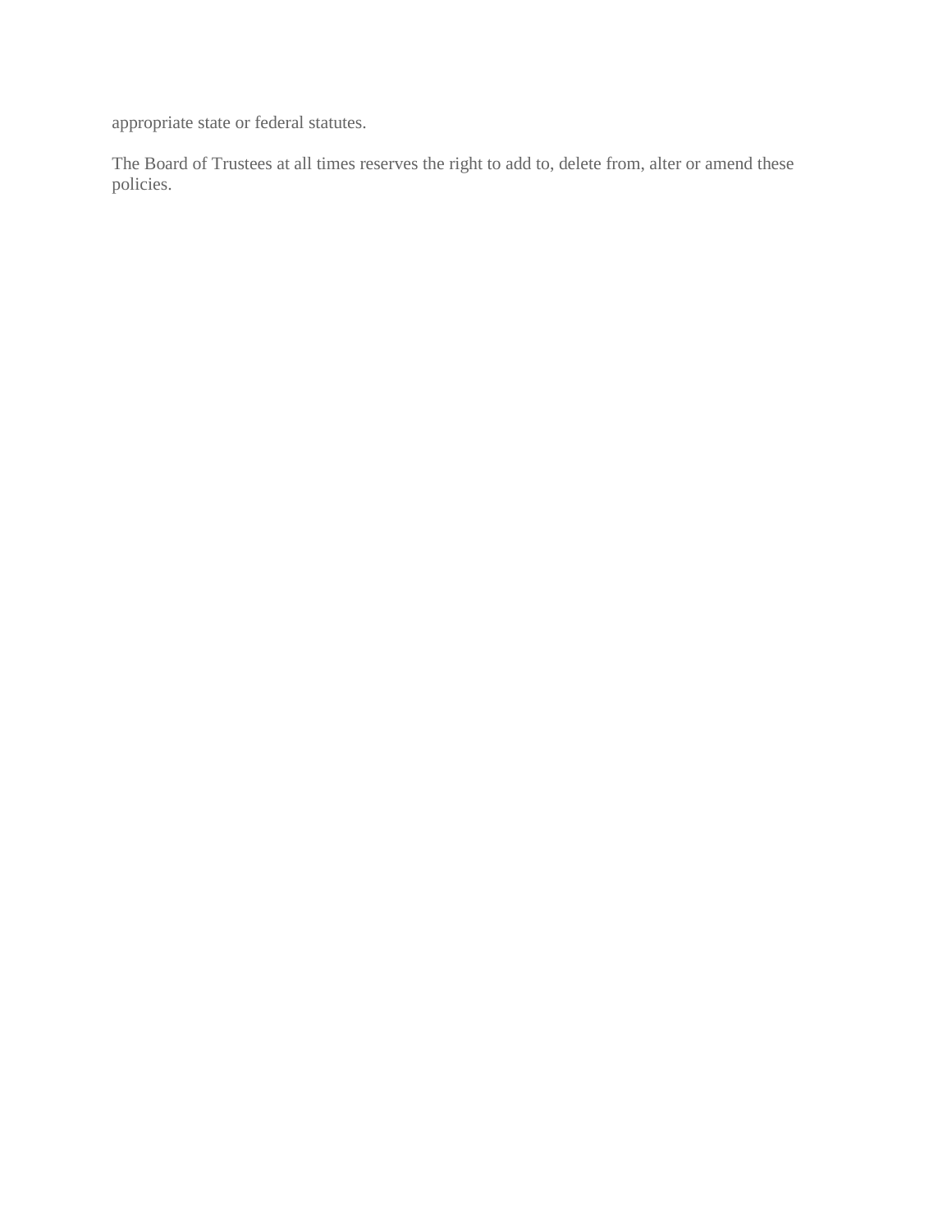appropriate state or federal statutes.

The Board of Trustees at all times reserves the right to add to, delete from, alter or amend these policies.